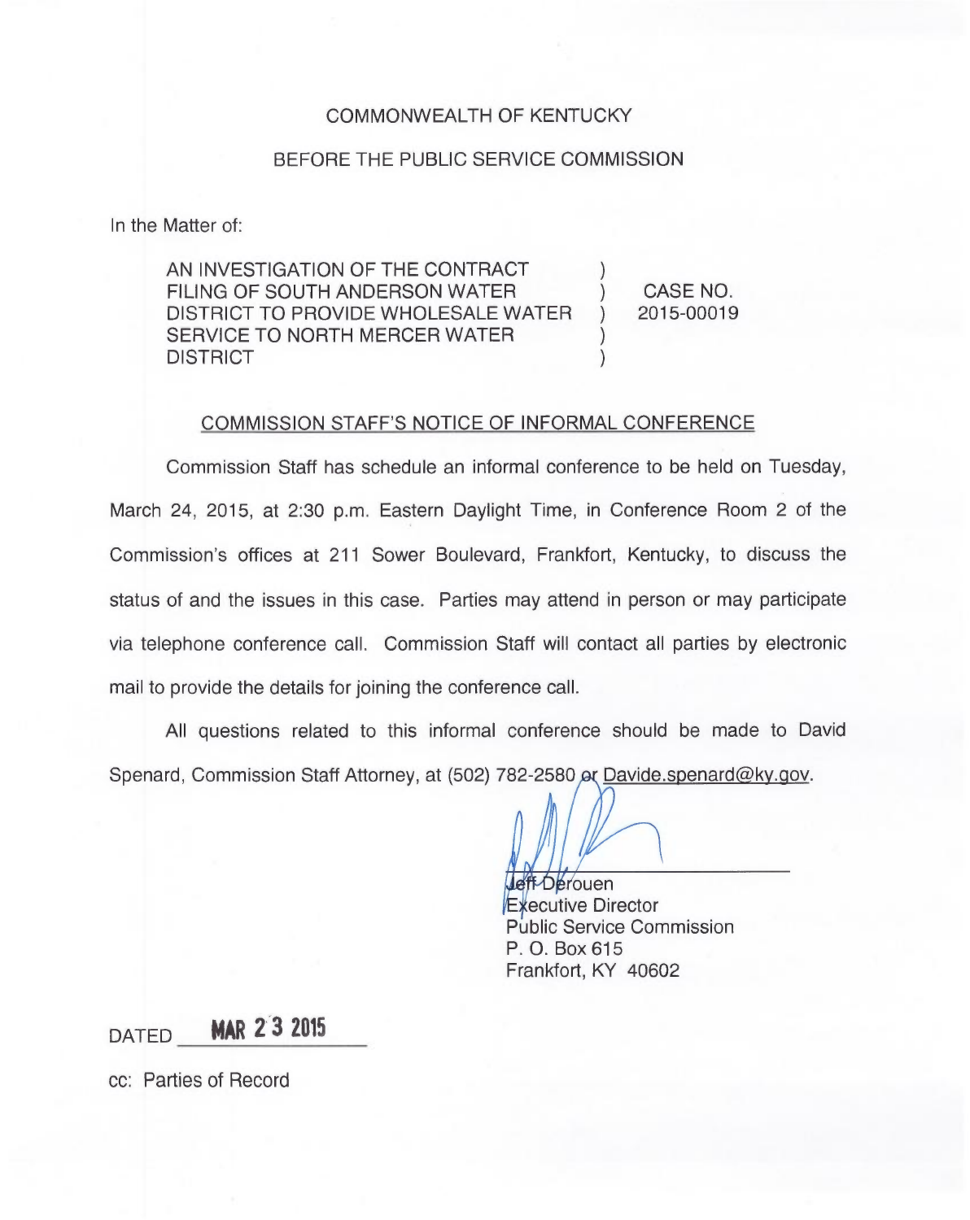COMMONWEALTH OF KENTUCKY

BEFORE THE PUBLIC SERVICE COMMISSION

In the Matter of:

| | | |
|---|---|---|
| AN INVESTIGATION OF THE CONTRACT FILING OF SOUTH ANDERSON WATER DISTRICT TO PROVIDE WHOLESALE WATER SERVICE TO NORTH MERCER WATER DISTRICT | ) | CASE NO. 2015-00019 |

## COMMISSION STAFF'S NOTICE OF INFORMAL CONFERENCE

Commission Staff has schedule an informal conference to be held on Tuesday, March 24, 2015, at 2:30 p.m. Eastern Daylight Time, in Conference Room 2 of the Commission's offices at 211 Sower Boulevard, Frankfort, Kentucky, to discuss the status of and the issues in this case. Parties may attend in person or may participate via telephone conference call. Commission Staff will contact all parties by electronic mail to provide the details for joining the conference call.

All questions related to this informal conference should be made to David Spenard, Commission Staff Attorney, at (502) 782-2580 or Davide.spenard@ky.gov.

Jeff Derouen
Executive Director
Public Service Commission
P. O. Box 615
Frankfort, KY 40602

DATED MAR 23 2015

cc: Parties of Record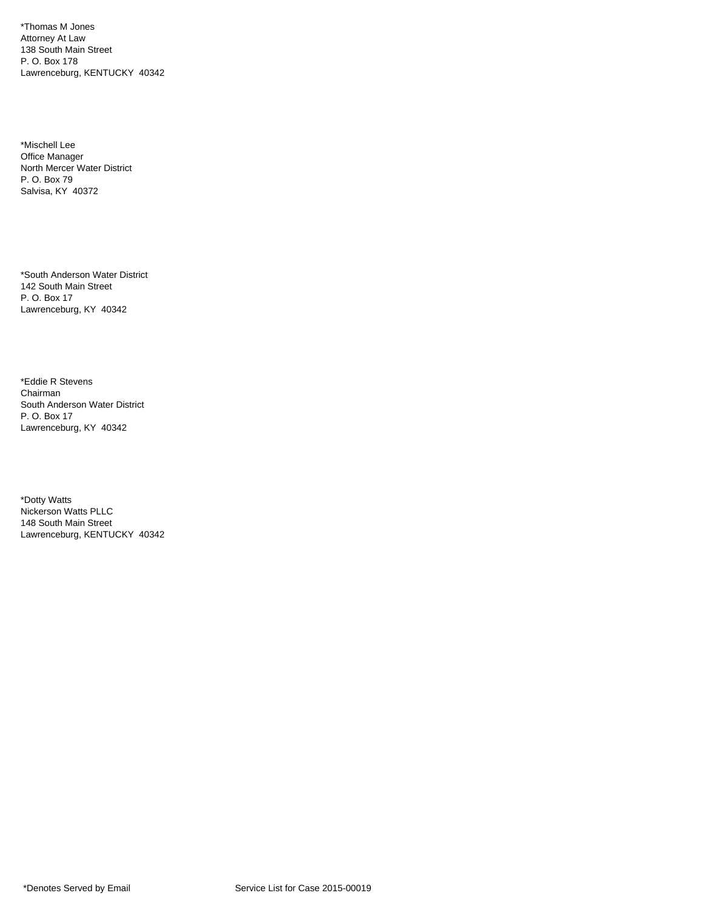*Thomas M Jones
Attorney At Law
138 South Main Street
P. O. Box 178
Lawrenceburg, KENTUCKY  40342

*Mischell Lee
Office Manager
North Mercer Water District
P. O. Box 79
Salvisa, KY  40372

*South Anderson Water District
142 South Main Street
P. O. Box 17
Lawrenceburg, KY  40342

*Eddie R Stevens
Chairman
South Anderson Water District
P. O. Box 17
Lawrenceburg, KY  40342

*Dotty Watts
Nickerson Watts PLLC
148 South Main Street
Lawrenceburg, KENTUCKY  40342

*Denotes Served by Email

Service List for Case 2015-00019